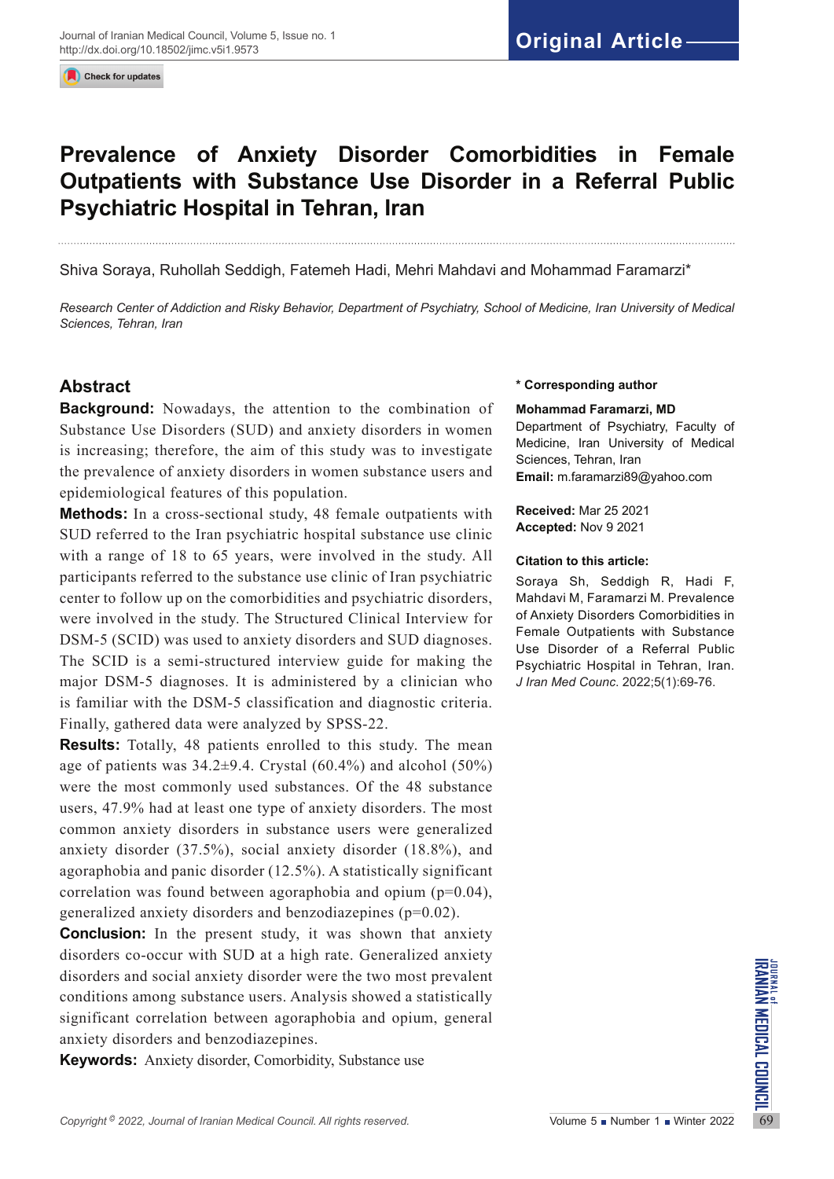# Prevalence of Anxiety Disorder Comorbidities in Female Outpatients with Substance Use Disorder in a Referral Public Psychiatric Hospital in Tehran, Iran

Shiva Soraya, Ruhollah Seddigh, Fatemeh Hadi, Mehri Mahdavi and Mohammad Faramarzi*

*Research Center of Addiction and Risky Behavior, Department of Psychiatry, School of Medicine, Iran University of Medical Sciences, Tehran, Iran*

## Abstract

**Background:** Nowadays, the attention to the combination of Substance Use Disorders (SUD) and anxiety disorders in women is increasing; therefore, the aim of this study was to investigate the prevalence of anxiety disorders in women substance users and epidemiological features of this population.

**Methods:** In a cross-sectional study, 48 female outpatients with SUD referred to the Iran psychiatric hospital substance use clinic with a range of 18 to 65 years, were involved in the study. All participants referred to the substance use clinic of Iran psychiatric center to follow up on the comorbidities and psychiatric disorders, were involved in the study. The Structured Clinical Interview for DSM-5 (SCID) was used to anxiety disorders and SUD diagnoses. The SCID is a semi-structured interview guide for making the major DSM-5 diagnoses. It is administered by a clinician who is familiar with the DSM-5 classification and diagnostic criteria. Finally, gathered data were analyzed by SPSS-22.

**Results:** Totally, 48 patients enrolled to this study. The mean age of patients was 34.2±9.4. Crystal (60.4%) and alcohol (50%) were the most commonly used substances. Of the 48 substance users, 47.9% had at least one type of anxiety disorders. The most common anxiety disorders in substance users were generalized anxiety disorder (37.5%), social anxiety disorder (18.8%), and agoraphobia and panic disorder (12.5%). A statistically significant correlation was found between agoraphobia and opium ($p=0.04$), generalized anxiety disorders and benzodiazepines ($p=0.02$).

**Conclusion:** In the present study, it was shown that anxiety disorders co-occur with SUD at a high rate. Generalized anxiety disorders and social anxiety disorder were the two most prevalent conditions among substance users. Analysis showed a statistically significant correlation between agoraphobia and opium, general anxiety disorders and benzodiazepines.

**Keywords:** Anxiety disorder, Comorbidity, Substance use

**\* Corresponding author**

**Mohammad Faramarzi, MD**
Department of Psychiatry, Faculty of Medicine, Iran University of Medical Sciences, Tehran, Iran
**Email:** m.faramarzi89@yahoo.com

**Received:** Mar 25 2021
**Accepted:** Nov 9 2021

**Citation to this article:**

Soraya Sh, Seddigh R, Hadi F, Mahdavi M, Faramarzi M. Prevalence of Anxiety Disorders Comorbidities in Female Outpatients with Substance Use Disorder of a Referral Public Psychiatric Hospital in Tehran, Iran. *J Iran Med Counc*. 2022;5(1):69-76.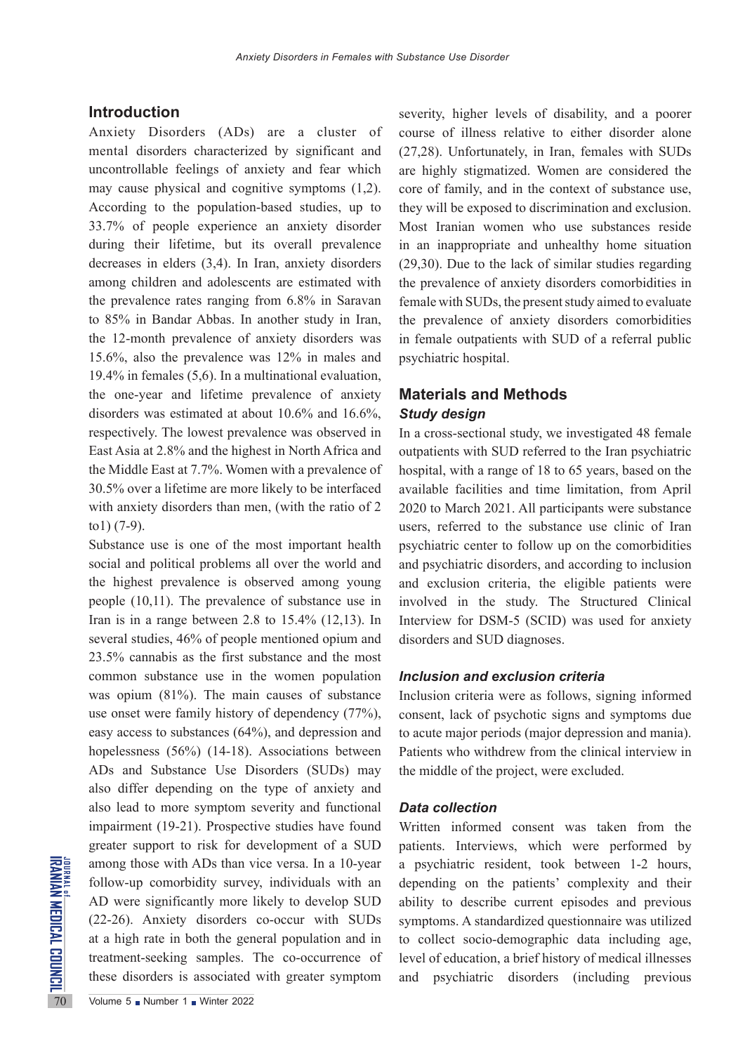## Introduction

Anxiety Disorders (ADs) are a cluster of mental disorders characterized by significant and uncontrollable feelings of anxiety and fear which may cause physical and cognitive symptoms (1,2). According to the population-based studies, up to 33.7% of people experience an anxiety disorder during their lifetime, but its overall prevalence decreases in elders (3,4). In Iran, anxiety disorders among children and adolescents are estimated with the prevalence rates ranging from 6.8% in Saravan to 85% in Bandar Abbas. In another study in Iran, the 12-month prevalence of anxiety disorders was 15.6%, also the prevalence was 12% in males and 19.4% in females (5,6). In a multinational evaluation, the one-year and lifetime prevalence of anxiety disorders was estimated at about 10.6% and 16.6%, respectively. The lowest prevalence was observed in East Asia at 2.8% and the highest in North Africa and the Middle East at 7.7%. Women with a prevalence of 30.5% over a lifetime are more likely to be interfaced with anxiety disorders than men, (with the ratio of 2 to1) (7-9).

Substance use is one of the most important health social and political problems all over the world and the highest prevalence is observed among young people (10,11). The prevalence of substance use in Iran is in a range between 2.8 to 15.4% (12,13). In several studies, 46% of people mentioned opium and 23.5% cannabis as the first substance and the most common substance use in the women population was opium (81%). The main causes of substance use onset were family history of dependency (77%), easy access to substances (64%), and depression and hopelessness (56%) (14-18). Associations between ADs and Substance Use Disorders (SUDs) may also differ depending on the type of anxiety and also lead to more symptom severity and functional impairment (19-21). Prospective studies have found greater support to risk for development of a SUD among those with ADs than vice versa. In a 10-year follow-up comorbidity survey, individuals with an AD were significantly more likely to develop SUD (22-26). Anxiety disorders co-occur with SUDs at a high rate in both the general population and in treatment-seeking samples. The co-occurrence of these disorders is associated with greater symptom severity, higher levels of disability, and a poorer course of illness relative to either disorder alone (27,28). Unfortunately, in Iran, females with SUDs are highly stigmatized. Women are considered the core of family, and in the context of substance use, they will be exposed to discrimination and exclusion. Most Iranian women who use substances reside in an inappropriate and unhealthy home situation (29,30). Due to the lack of similar studies regarding the prevalence of anxiety disorders comorbidities in female with SUDs, the present study aimed to evaluate the prevalence of anxiety disorders comorbidities in female outpatients with SUD of a referral public psychiatric hospital.

## Materials and Methods

### *Study design*

In a cross-sectional study, we investigated 48 female outpatients with SUD referred to the Iran psychiatric hospital, with a range of 18 to 65 years, based on the available facilities and time limitation, from April 2020 to March 2021. All participants were substance users, referred to the substance use clinic of Iran psychiatric center to follow up on the comorbidities and psychiatric disorders, and according to inclusion and exclusion criteria, the eligible patients were involved in the study. The Structured Clinical Interview for DSM-5 (SCID) was used for anxiety disorders and SUD diagnoses.

### *Inclusion and exclusion criteria*

Inclusion criteria were as follows, signing informed consent, lack of psychotic signs and symptoms due to acute major periods (major depression and mania). Patients who withdrew from the clinical interview in the middle of the project, were excluded.

### *Data collection*

Written informed consent was taken from the patients. Interviews, which were performed by a psychiatric resident, took between 1-2 hours, depending on the patients' complexity and their ability to describe current episodes and previous symptoms. A standardized questionnaire was utilized to collect socio-demographic data including age, level of education, a brief history of medical illnesses and psychiatric disorders (including previous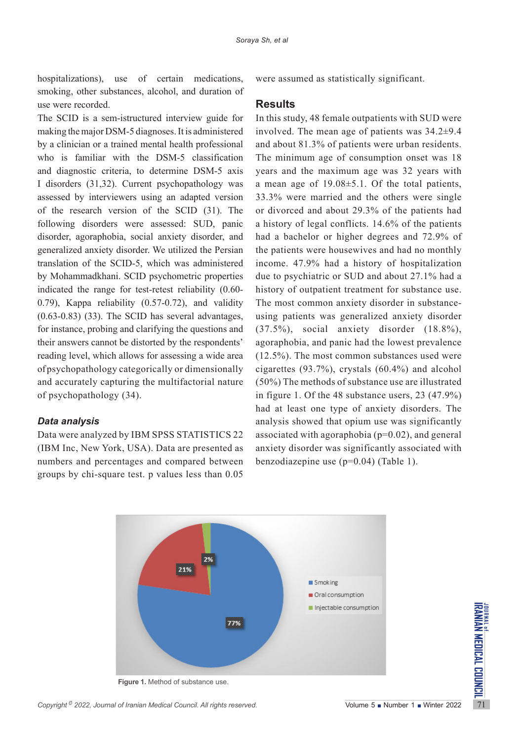hospitalizations), use of certain medications, smoking, other substances, alcohol, and duration of use were recorded.

The SCID is a sem-istructured interview guide for making the major DSM-5 diagnoses. It is administered by a clinician or a trained mental health professional who is familiar with the DSM-5 classification and diagnostic criteria, to determine DSM-5 axis I disorders (31,32). Current psychopathology was assessed by interviewers using an adapted version of the research version of the SCID (31). The following disorders were assessed: SUD, panic disorder, agoraphobia, social anxiety disorder, and generalized anxiety disorder. We utilized the Persian translation of the SCID-5, which was administered by Mohammadkhani. SCID psychometric properties indicated the range for test-retest reliability (0.60-0.79), Kappa reliability (0.57-0.72), and validity (0.63-0.83) (33). The SCID has several advantages, for instance, probing and clarifying the questions and their answers cannot be distorted by the respondents' reading level, which allows for assessing a wide area of psychopathology categorically or dimensionally and accurately capturing the multifactorial nature of psychopathology (34).

### *Data analysis*

Data were analyzed by IBM SPSS STATISTICS 22 (IBM Inc, New York, USA). Data are presented as numbers and percentages and compared between groups by chi-square test. p values less than 0.05 were assumed as statistically significant.

## Results

In this study, 48 female outpatients with SUD were involved. The mean age of patients was 34.2±9.4 and about 81.3% of patients were urban residents. The minimum age of consumption onset was 18 years and the maximum age was 32 years with a mean age of 19.08±5.1. Of the total patients, 33.3% were married and the others were single or divorced and about 29.3% of the patients had a history of legal conflicts. 14.6% of the patients had a bachelor or higher degrees and 72.9% of the patients were housewives and had no monthly income. 47.9% had a history of hospitalization due to psychiatric or SUD and about 27.1% had a history of outpatient treatment for substance use. The most common anxiety disorder in substance-using patients was generalized anxiety disorder (37.5%), social anxiety disorder (18.8%), agoraphobia, and panic had the lowest prevalence (12.5%). The most common substances used were cigarettes (93.7%), crystals (60.4%) and alcohol (50%) The methods of substance use are illustrated in figure 1. Of the 48 substance users, 23 (47.9%) had at least one type of anxiety disorders. The analysis showed that opium use was significantly associated with agoraphobia (p=0.02), and general anxiety disorder was significantly associated with benzodiazepine use (p=0.04) (Table 1).

**Figure 1.** Method of substance use.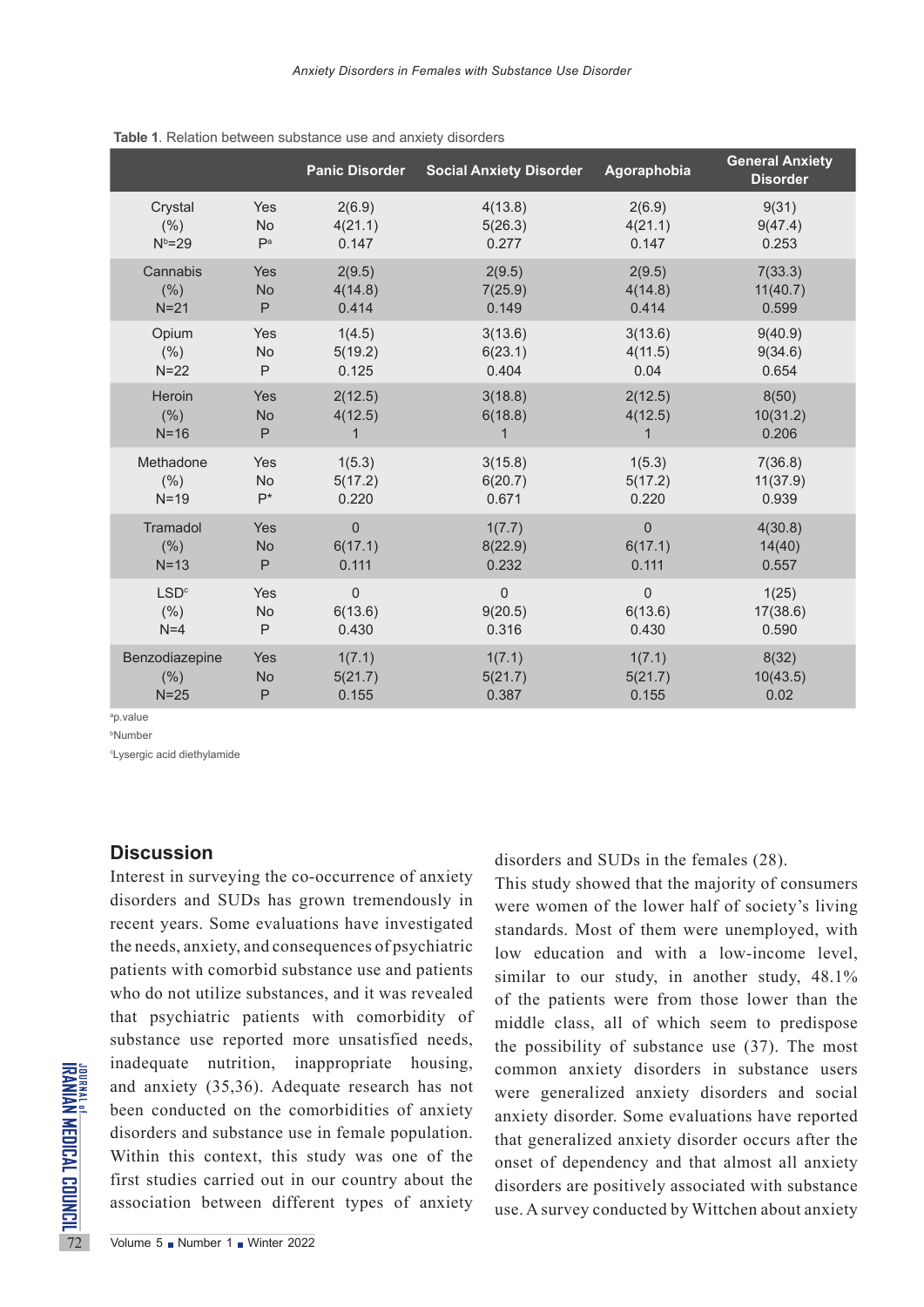**Table 1**. Relation between substance use and anxiety disorders

| | | Panic Disorder | Social Anxiety Disorder | Agoraphobia | General Anxiety Disorder |
|---|---|---|---|---|---|
| Crystal | Yes | 2(6.9) | 4(13.8) | 2(6.9) | 9(31) |
| (%) | No | 4(21.1) | 5(26.3) | 4(21.1) | 9(47.4) |
| N[b]=29 | P[a] | 0.147 | 0.277 | 0.147 | 0.253 |
| Cannabis | Yes | 2(9.5) | 2(9.5) | 2(9.5) | 7(33.3) |
| (%) | No | 4(14.8) | 7(25.9) | 4(14.8) | 11(40.7) |
| N=21 | P | 0.414 | 0.149 | 0.414 | 0.599 |
| Opium | Yes | 1(4.5) | 3(13.6) | 3(13.6) | 9(40.9) |
| (%) | No | 5(19.2) | 6(23.1) | 4(11.5) | 9(34.6) |
| N=22 | P | 0.125 | 0.404 | 0.04 | 0.654 |
| Heroin | Yes | 2(12.5) | 3(18.8) | 2(12.5) | 8(50) |
| (%) | No | 4(12.5) | 6(18.8) | 4(12.5) | 10(31.2) |
| N=16 | P | 1 | 1 | 1 | 0.206 |
| Methadone | Yes | 1(5.3) | 3(15.8) | 1(5.3) | 7(36.8) |
| (%) | No | 5(17.2) | 6(20.7) | 5(17.2) | 11(37.9) |
| N=19 | P* | 0.220 | 0.671 | 0.220 | 0.939 |
| Tramadol | Yes | 0 | 1(7.7) | 0 | 4(30.8) |
| (%) | No | 6(17.1) | 8(22.9) | 6(17.1) | 14(40) |
| N=13 | P | 0.111 | 0.232 | 0.111 | 0.557 |
| LSD[c] | Yes | 0 | 0 | 0 | 1(25) |
| (%) | No | 6(13.6) | 9(20.5) | 6(13.6) | 17(38.6) |
| N=4 | P | 0.430 | 0.316 | 0.430 | 0.590 |
| Benzodiazepine | Yes | 1(7.1) | 1(7.1) | 1(7.1) | 8(32) |
| (%) | No | 5(21.7) | 5(21.7) | 5(21.7) | 10(43.5) |
| N=25 | P | 0.155 | 0.387 | 0.155 | 0.02 |

[a]p.value

[b]Number

[c]Lysergic acid diethylamide

## Discussion

Interest in surveying the co-occurrence of anxiety disorders and SUDs has grown tremendously in recent years. Some evaluations have investigated the needs, anxiety, and consequences of psychiatric patients with comorbid substance use and patients who do not utilize substances, and it was revealed that psychiatric patients with comorbidity of substance use reported more unsatisfied needs, inadequate nutrition, inappropriate housing, and anxiety (35,36). Adequate research has not been conducted on the comorbidities of anxiety disorders and substance use in female population. Within this context, this study was one of the first studies carried out in our country about the association between different types of anxiety disorders and SUDs in the females (28).

This study showed that the majority of consumers were women of the lower half of society's living standards. Most of them were unemployed, with low education and with a low-income level, similar to our study, in another study, 48.1% of the patients were from those lower than the middle class, all of which seem to predispose the possibility of substance use (37). The most common anxiety disorders in substance users were generalized anxiety disorders and social anxiety disorder. Some evaluations have reported that generalized anxiety disorder occurs after the onset of dependency and that almost all anxiety disorders are positively associated with substance use. A survey conducted by Wittchen about anxiety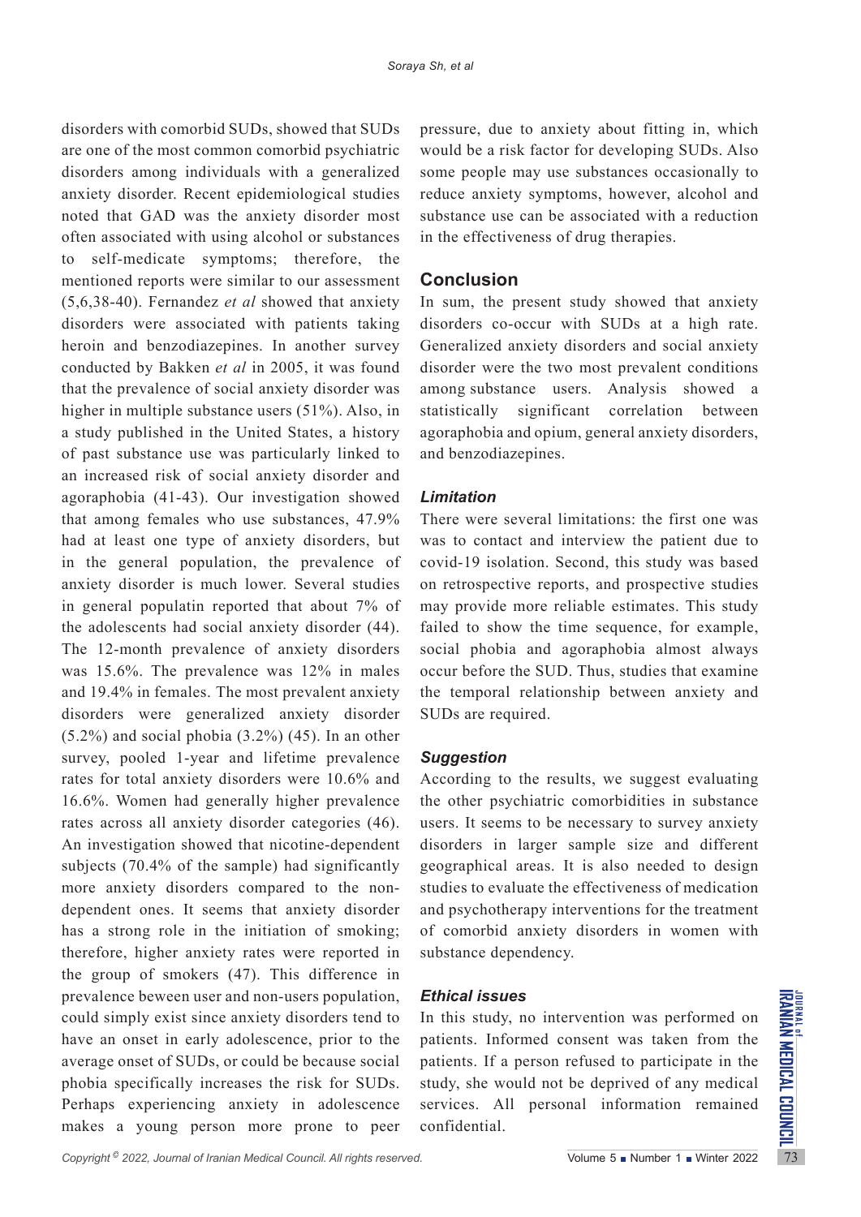disorders with comorbid SUDs, showed that SUDs are one of the most common comorbid psychiatric disorders among individuals with a generalized anxiety disorder. Recent epidemiological studies noted that GAD was the anxiety disorder most often associated with using alcohol or substances to self-medicate symptoms; therefore, the mentioned reports were similar to our assessment (5,6,38-40). Fernandez *et al* showed that anxiety disorders were associated with patients taking heroin and benzodiazepines. In another survey conducted by Bakken *et al* in 2005, it was found that the prevalence of social anxiety disorder was higher in multiple substance users (51%). Also, in a study published in the United States, a history of past substance use was particularly linked to an increased risk of social anxiety disorder and agoraphobia (41-43). Our investigation showed that among females who use substances, 47.9% had at least one type of anxiety disorders, but in the general population, the prevalence of anxiety disorder is much lower. Several studies in general populatin reported that about 7% of the adolescents had social anxiety disorder (44). The 12-month prevalence of anxiety disorders was 15.6%. The prevalence was 12% in males and 19.4% in females. The most prevalent anxiety disorders were generalized anxiety disorder (5.2%) and social phobia (3.2%) (45). In an other survey, pooled 1-year and lifetime prevalence rates for total anxiety disorders were 10.6% and 16.6%. Women had generally higher prevalence rates across all anxiety disorder categories (46). An investigation showed that nicotine-dependent subjects (70.4% of the sample) had significantly more anxiety disorders compared to the non-dependent ones. It seems that anxiety disorder has a strong role in the initiation of smoking; therefore, higher anxiety rates were reported in the group of smokers (47). This difference in prevalence beween user and non-users population, could simply exist since anxiety disorders tend to have an onset in early adolescence, prior to the average onset of SUDs, or could be because social phobia specifically increases the risk for SUDs. Perhaps experiencing anxiety in adolescence makes a young person more prone to peer pressure, due to anxiety about fitting in, which would be a risk factor for developing SUDs. Also some people may use substances occasionally to reduce anxiety symptoms, however, alcohol and substance use can be associated with a reduction in the effectiveness of drug therapies.

## Conclusion

In sum, the present study showed that anxiety disorders co-occur with SUDs at a high rate. Generalized anxiety disorders and social anxiety disorder were the two most prevalent conditions among substance users. Analysis showed a statistically significant correlation between agoraphobia and opium, general anxiety disorders, and benzodiazepines.

### *Limitation*

There were several limitations: the first one was was to contact and interview the patient due to covid-19 isolation. Second, this study was based on retrospective reports, and prospective studies may provide more reliable estimates. This study failed to show the time sequence, for example, social phobia and agoraphobia almost always occur before the SUD. Thus, studies that examine the temporal relationship between anxiety and SUDs are required.

### *Suggestion*

According to the results, we suggest evaluating the other psychiatric comorbidities in substance users. It seems to be necessary to survey anxiety disorders in larger sample size and different geographical areas. It is also needed to design studies to evaluate the effectiveness of medication and psychotherapy interventions for the treatment of comorbid anxiety disorders in women with substance dependency.

### *Ethical issues*

In this study, no intervention was performed on patients. Informed consent was taken from the patients. If a person refused to participate in the study, she would not be deprived of any medical services. All personal information remained confidential.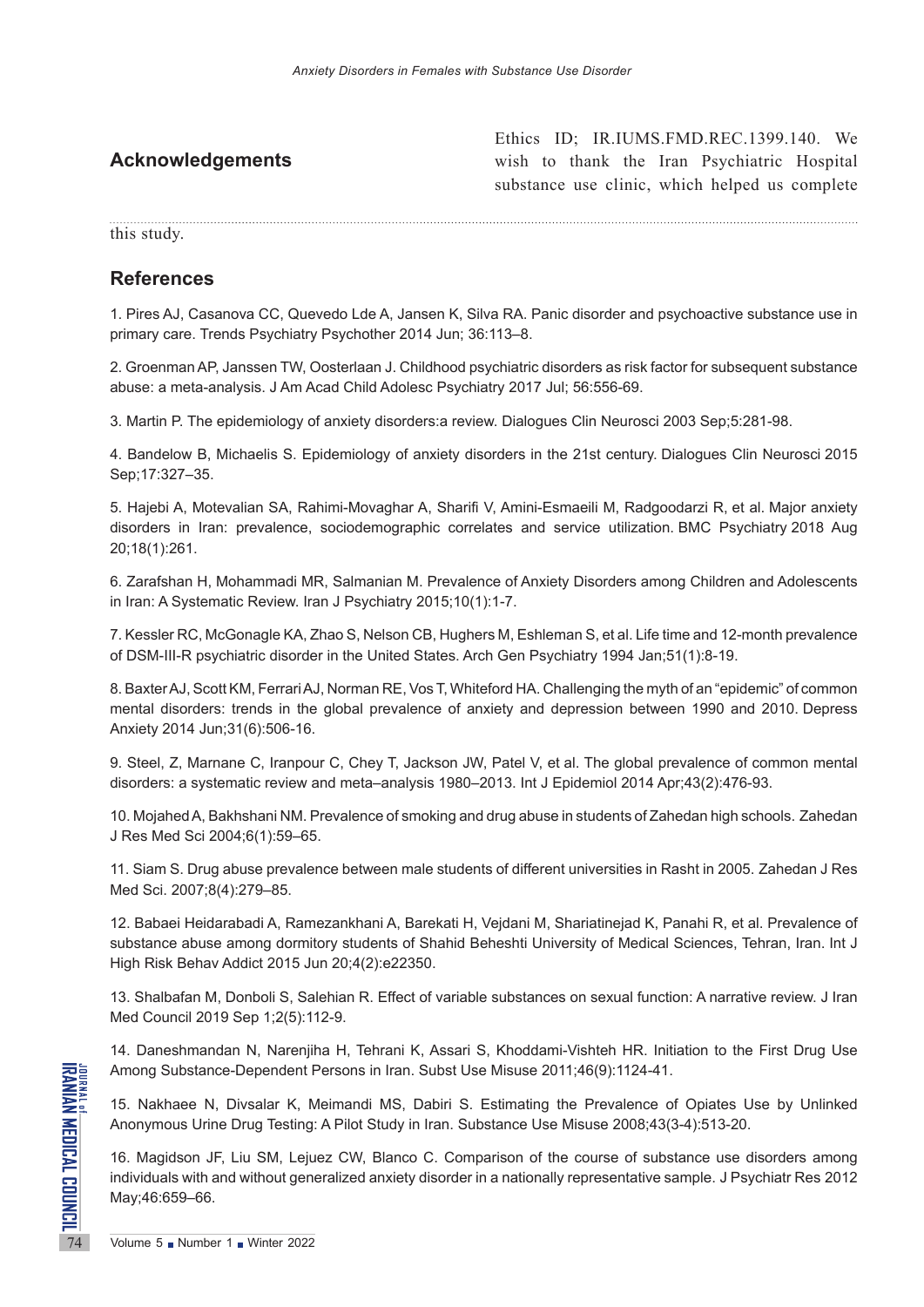## Acknowledgements

Ethics ID; IR.IUMS.FMD.REC.1399.140. We wish to thank the Iran Psychiatric Hospital substance use clinic, which helped us complete this study.

## References

1. Pires AJ, Casanova CC, Quevedo Lde A, Jansen K, Silva RA. Panic disorder and psychoactive substance use in primary care. Trends Psychiatry Psychother 2014 Jun; 36:113–8.

2. Groenman AP, Janssen TW, Oosterlaan J. Childhood psychiatric disorders as risk factor for subsequent substance abuse: a meta-analysis. J Am Acad Child Adolesc Psychiatry 2017 Jul; 56:556-69.

3. Martin P. The epidemiology of anxiety disorders:a review. Dialogues Clin Neurosci 2003 Sep;5:281-98.

4. Bandelow B, Michaelis S. Epidemiology of anxiety disorders in the 21st century. Dialogues Clin Neurosci 2015 Sep;17:327–35.

5. Hajebi A, Motevalian SA, Rahimi-Movaghar A, Sharifi V, Amini-Esmaeili M, Radgoodarzi R, et al. Major anxiety disorders in Iran: prevalence, sociodemographic correlates and service utilization. BMC Psychiatry 2018 Aug 20;18(1):261.

6. Zarafshan H, Mohammadi MR, Salmanian M. Prevalence of Anxiety Disorders among Children and Adolescents in Iran: A Systematic Review. Iran J Psychiatry 2015;10(1):1-7.

7. Kessler RC, McGonagle KA, Zhao S, Nelson CB, Hughers M, Eshleman S, et al. Life time and 12-month prevalence of DSM-III-R psychiatric disorder in the United States. Arch Gen Psychiatry 1994 Jan;51(1):8-19.

8. Baxter AJ, Scott KM, Ferrari AJ, Norman RE, Vos T, Whiteford HA. Challenging the myth of an "epidemic" of common mental disorders: trends in the global prevalence of anxiety and depression between 1990 and 2010. Depress Anxiety 2014 Jun;31(6):506-16.

9. Steel, Z, Marnane C, Iranpour C, Chey T, Jackson JW, Patel V, et al. The global prevalence of common mental disorders: a systematic review and meta–analysis 1980–2013. Int J Epidemiol 2014 Apr;43(2):476-93.

10. Mojahed A, Bakhshani NM. Prevalence of smoking and drug abuse in students of Zahedan high schools. Zahedan J Res Med Sci 2004;6(1):59–65.

11. Siam S. Drug abuse prevalence between male students of different universities in Rasht in 2005. Zahedan J Res Med Sci. 2007;8(4):279–85.

12. Babaei Heidarabadi A, Ramezankhani A, Barekati H, Vejdani M, Shariatinejad K, Panahi R, et al. Prevalence of substance abuse among dormitory students of Shahid Beheshti University of Medical Sciences, Tehran, Iran. Int J High Risk Behav Addict 2015 Jun 20;4(2):e22350.

13. Shalbafan M, Donboli S, Salehian R. Effect of variable substances on sexual function: A narrative review. J Iran Med Council 2019 Sep 1;2(5):112-9.

14. Daneshmandan N, Narenjiha H, Tehrani K, Assari S, Khoddami-Vishteh HR. Initiation to the First Drug Use Among Substance-Dependent Persons in Iran. Subst Use Misuse 2011;46(9):1124-41.

15. Nakhaee N, Divsalar K, Meimandi MS, Dabiri S. Estimating the Prevalence of Opiates Use by Unlinked Anonymous Urine Drug Testing: A Pilot Study in Iran. Substance Use Misuse 2008;43(3-4):513-20.

16. Magidson JF, Liu SM, Lejuez CW, Blanco C. Comparison of the course of substance use disorders among individuals with and without generalized anxiety disorder in a nationally representative sample. J Psychiatr Res 2012 May;46:659–66.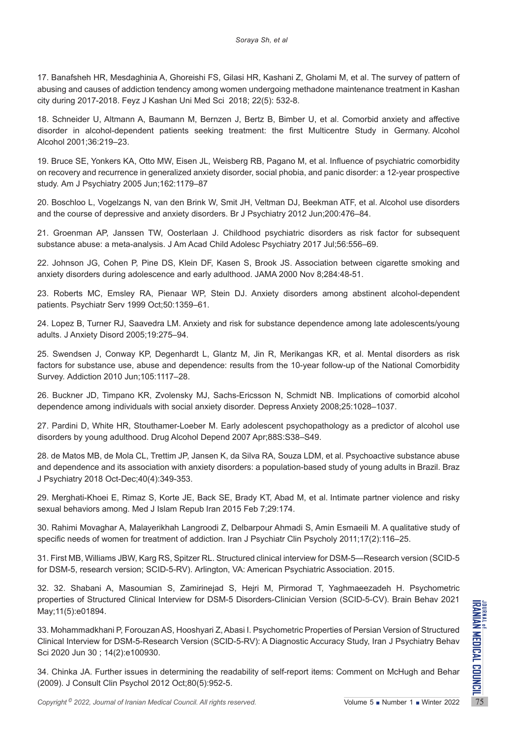17. Banafsheh HR, Mesdaghinia A, Ghoreishi FS, Gilasi HR, Kashani Z, Gholami M, et al. The survey of pattern of abusing and causes of addiction tendency among women undergoing methadone maintenance treatment in Kashan city during 2017-2018. Feyz J Kashan Uni Med Sci 2018; 22(5): 532-8.

18. Schneider U, Altmann A, Baumann M, Bernzen J, Bertz B, Bimber U, et al. Comorbid anxiety and affective disorder in alcohol-dependent patients seeking treatment: the first Multicentre Study in Germany. Alcohol Alcohol 2001;36:219–23.

19. Bruce SE, Yonkers KA, Otto MW, Eisen JL, Weisberg RB, Pagano M, et al. Influence of psychiatric comorbidity on recovery and recurrence in generalized anxiety disorder, social phobia, and panic disorder: a 12-year prospective study. Am J Psychiatry 2005 Jun;162:1179–87

20. Boschloo L, Vogelzangs N, van den Brink W, Smit JH, Veltman DJ, Beekman ATF, et al. Alcohol use disorders and the course of depressive and anxiety disorders. Br J Psychiatry 2012 Jun;200:476–84.

21. Groenman AP, Janssen TW, Oosterlaan J. Childhood psychiatric disorders as risk factor for subsequent substance abuse: a meta-analysis. J Am Acad Child Adolesc Psychiatry 2017 Jul;56:556–69.

22. Johnson JG, Cohen P, Pine DS, Klein DF, Kasen S, Brook JS. Association between cigarette smoking and anxiety disorders during adolescence and early adulthood. JAMA 2000 Nov 8;284:48-51.

23. Roberts MC, Emsley RA, Pienaar WP, Stein DJ. Anxiety disorders among abstinent alcohol-dependent patients. Psychiatr Serv 1999 Oct;50:1359–61.

24. Lopez B, Turner RJ, Saavedra LM. Anxiety and risk for substance dependence among late adolescents/young adults. J Anxiety Disord 2005;19:275–94.

25. Swendsen J, Conway KP, Degenhardt L, Glantz M, Jin R, Merikangas KR, et al. Mental disorders as risk factors for substance use, abuse and dependence: results from the 10-year follow-up of the National Comorbidity Survey. Addiction 2010 Jun;105:1117–28.

26. Buckner JD, Timpano KR, Zvolensky MJ, Sachs-Ericsson N, Schmidt NB. Implications of comorbid alcohol dependence among individuals with social anxiety disorder. Depress Anxiety 2008;25:1028–1037.

27. Pardini D, White HR, Stouthamer-Loeber M. Early adolescent psychopathology as a predictor of alcohol use disorders by young adulthood. Drug Alcohol Depend 2007 Apr;88S:S38–S49.

28. de Matos MB, de Mola CL, Trettim JP, Jansen K, da Silva RA, Souza LDM, et al. Psychoactive substance abuse and dependence and its association with anxiety disorders: a population-based study of young adults in Brazil. Braz J Psychiatry 2018 Oct-Dec;40(4):349-353.

29. Merghati-Khoei E, Rimaz S, Korte JE, Back SE, Brady KT, Abad M, et al. Intimate partner violence and risky sexual behaviors among. Med J Islam Repub Iran 2015 Feb 7;29:174.

30. Rahimi Movaghar A, Malayerikhah Langroodi Z, Delbarpour Ahmadi S, Amin Esmaeili M. A qualitative study of specific needs of women for treatment of addiction. Iran J Psychiatr Clin Psycholy 2011;17(2):116–25.

31. First MB, Williams JBW, Karg RS, Spitzer RL. Structured clinical interview for DSM-5—Research version (SCID-5 for DSM-5, research version; SCID-5-RV). Arlington, VA: American Psychiatric Association. 2015.

32. 32. Shabani A, Masoumian S, Zamirinejad S, Hejri M, Pirmorad T, Yaghmaeezadeh H. Psychometric properties of Structured Clinical Interview for DSM-5 Disorders-Clinician Version (SCID-5-CV). Brain Behav 2021 May;11(5):e01894.

33. Mohammadkhani P, Forouzan AS, Hooshyari Z, Abasi I. Psychometric Properties of Persian Version of Structured Clinical Interview for DSM-5-Research Version (SCID-5-RV): A Diagnostic Accuracy Study, Iran J Psychiatry Behav Sci 2020 Jun 30 ; 14(2):e100930.

34. Chinka JA. Further issues in determining the readability of self-report items: Comment on McHugh and Behar (2009). J Consult Clin Psychol 2012 Oct;80(5):952-5.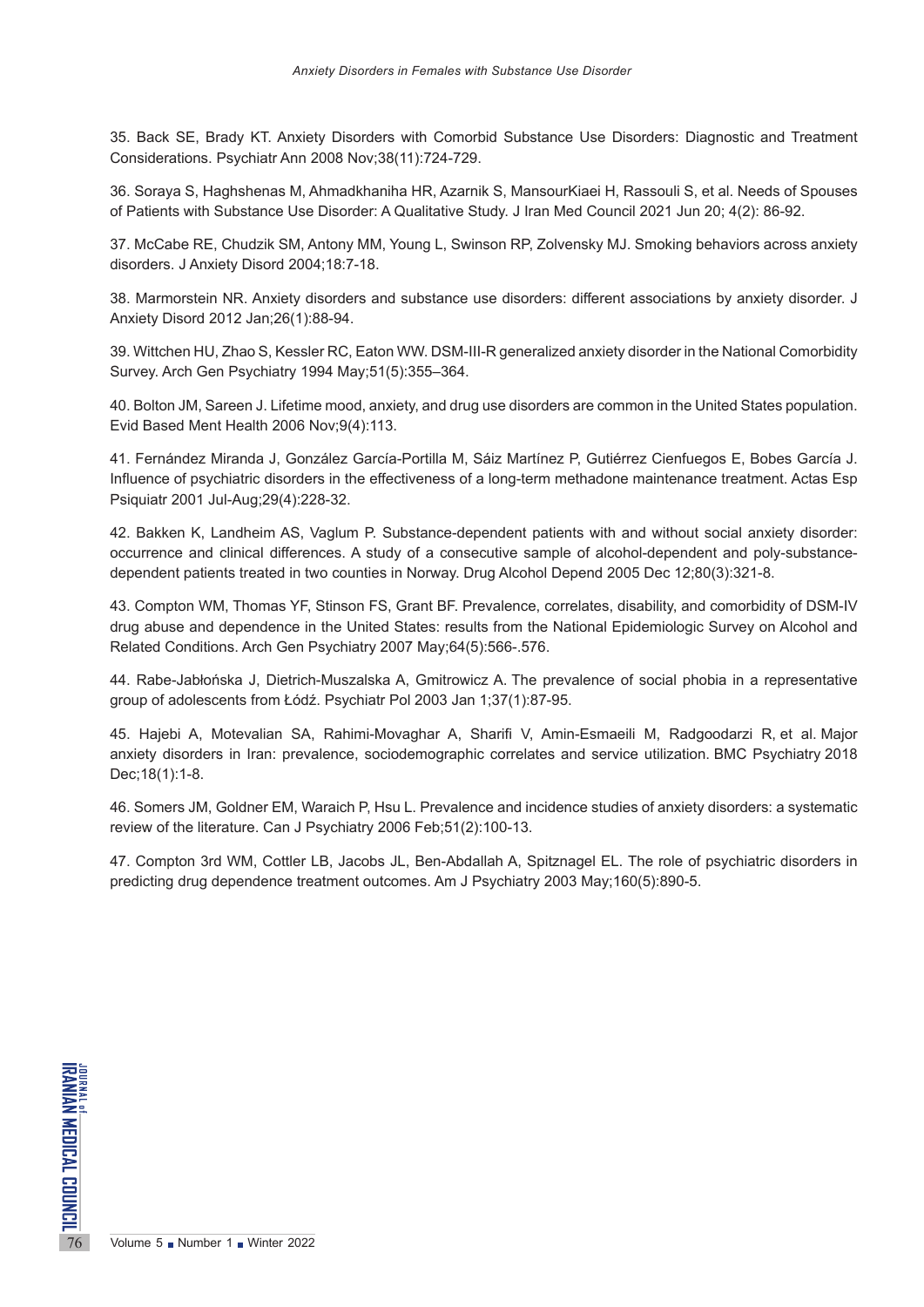35. Back SE, Brady KT. Anxiety Disorders with Comorbid Substance Use Disorders: Diagnostic and Treatment Considerations. Psychiatr Ann 2008 Nov;38(11):724-729.

36. Soraya S, Haghshenas M, Ahmadkhaniha HR, Azarnik S, MansourKiaei H, Rassouli S, et al. Needs of Spouses of Patients with Substance Use Disorder: A Qualitative Study. J Iran Med Council 2021 Jun 20; 4(2): 86-92.

37. McCabe RE, Chudzik SM, Antony MM, Young L, Swinson RP, Zolvensky MJ. Smoking behaviors across anxiety disorders. J Anxiety Disord 2004;18:7-18.

38. Marmorstein NR. Anxiety disorders and substance use disorders: different associations by anxiety disorder. J Anxiety Disord 2012 Jan;26(1):88-94.

39. Wittchen HU, Zhao S, Kessler RC, Eaton WW. DSM-III-R generalized anxiety disorder in the National Comorbidity Survey. Arch Gen Psychiatry 1994 May;51(5):355–364.

40. Bolton JM, Sareen J. Lifetime mood, anxiety, and drug use disorders are common in the United States population. Evid Based Ment Health 2006 Nov;9(4):113.

41. Fernández Miranda J, González García-Portilla M, Sáiz Martínez P, Gutiérrez Cienfuegos E, Bobes García J. Influence of psychiatric disorders in the effectiveness of a long-term methadone maintenance treatment. Actas Esp Psiquiatr 2001 Jul-Aug;29(4):228-32.

42. Bakken K, Landheim AS, Vaglum P. Substance-dependent patients with and without social anxiety disorder: occurrence and clinical differences. A study of a consecutive sample of alcohol-dependent and poly-substance-dependent patients treated in two counties in Norway. Drug Alcohol Depend 2005 Dec 12;80(3):321-8.

43. Compton WM, Thomas YF, Stinson FS, Grant BF. Prevalence, correlates, disability, and comorbidity of DSM-IV drug abuse and dependence in the United States: results from the National Epidemiologic Survey on Alcohol and Related Conditions. Arch Gen Psychiatry 2007 May;64(5):566-.576.

44. Rabe-Jabłońska J, Dietrich-Muszalska A, Gmitrowicz A. The prevalence of social phobia in a representative group of adolescents from Łódź. Psychiatr Pol 2003 Jan 1;37(1):87-95.

45. Hajebi A, Motevalian SA, Rahimi-Movaghar A, Sharifi V, Amin-Esmaeili M, Radgoodarzi R, et al. Major anxiety disorders in Iran: prevalence, sociodemographic correlates and service utilization. BMC Psychiatry 2018 Dec;18(1):1-8.

46. Somers JM, Goldner EM, Waraich P, Hsu L. Prevalence and incidence studies of anxiety disorders: a systematic review of the literature. Can J Psychiatry 2006 Feb;51(2):100-13.

47. Compton 3rd WM, Cottler LB, Jacobs JL, Ben-Abdallah A, Spitznagel EL. The role of psychiatric disorders in predicting drug dependence treatment outcomes. Am J Psychiatry 2003 May;160(5):890-5.